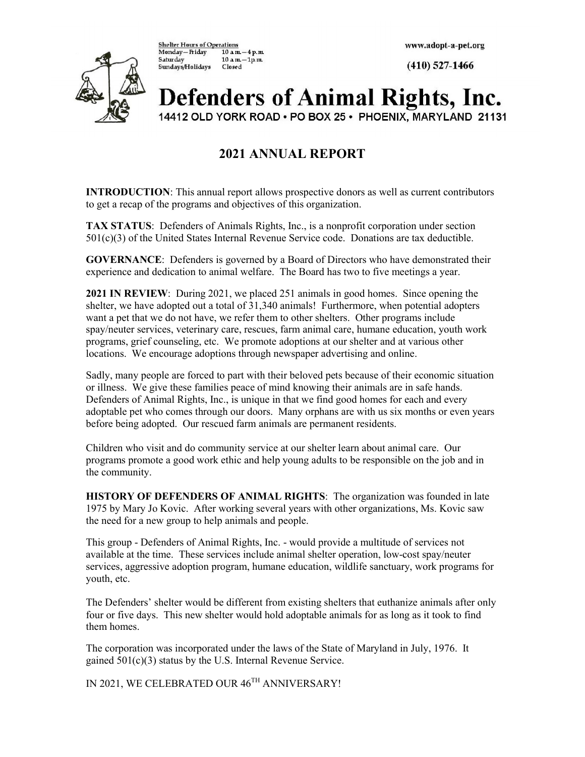Shelter Hours of Operations
Monday – Friday 10 a.m. – 4 p.m.
Saturday 10 a.m. – 1 p.m.
Sundays/Holidays Closed

www.adopt-a-pet.org

(410) 527-1466

# Defenders of Animal Rights, Inc.

14412 OLD YORK ROAD • PO BOX 25 • PHOENIX, MARYLAND 21131

## 2021 ANNUAL REPORT

**INTRODUCTION**: This annual report allows prospective donors as well as current contributors to get a recap of the programs and objectives of this organization.

**TAX STATUS**: Defenders of Animals Rights, Inc., is a nonprofit corporation under section 501(c)(3) of the United States Internal Revenue Service code. Donations are tax deductible.

**GOVERNANCE**: Defenders is governed by a Board of Directors who have demonstrated their experience and dedication to animal welfare. The Board has two to five meetings a year.

**2021 IN REVIEW**: During 2021, we placed 251 animals in good homes. Since opening the shelter, we have adopted out a total of 31,340 animals! Furthermore, when potential adopters want a pet that we do not have, we refer them to other shelters. Other programs include spay/neuter services, veterinary care, rescues, farm animal care, humane education, youth work programs, grief counseling, etc. We promote adoptions at our shelter and at various other locations. We encourage adoptions through newspaper advertising and online.

Sadly, many people are forced to part with their beloved pets because of their economic situation or illness. We give these families peace of mind knowing their animals are in safe hands. Defenders of Animal Rights, Inc., is unique in that we find good homes for each and every adoptable pet who comes through our doors. Many orphans are with us six months or even years before being adopted. Our rescued farm animals are permanent residents.

Children who visit and do community service at our shelter learn about animal care. Our programs promote a good work ethic and help young adults to be responsible on the job and in the community.

**HISTORY OF DEFENDERS OF ANIMAL RIGHTS**: The organization was founded in late 1975 by Mary Jo Kovic. After working several years with other organizations, Ms. Kovic saw the need for a new group to help animals and people.

This group - Defenders of Animal Rights, Inc. - would provide a multitude of services not available at the time. These services include animal shelter operation, low-cost spay/neuter services, aggressive adoption program, humane education, wildlife sanctuary, work programs for youth, etc.

The Defenders' shelter would be different from existing shelters that euthanize animals after only four or five days. This new shelter would hold adoptable animals for as long as it took to find them homes.

The corporation was incorporated under the laws of the State of Maryland in July, 1976. It gained 501(c)(3) status by the U.S. Internal Revenue Service.

IN 2021, WE CELEBRATED OUR 46TH ANNIVERSARY!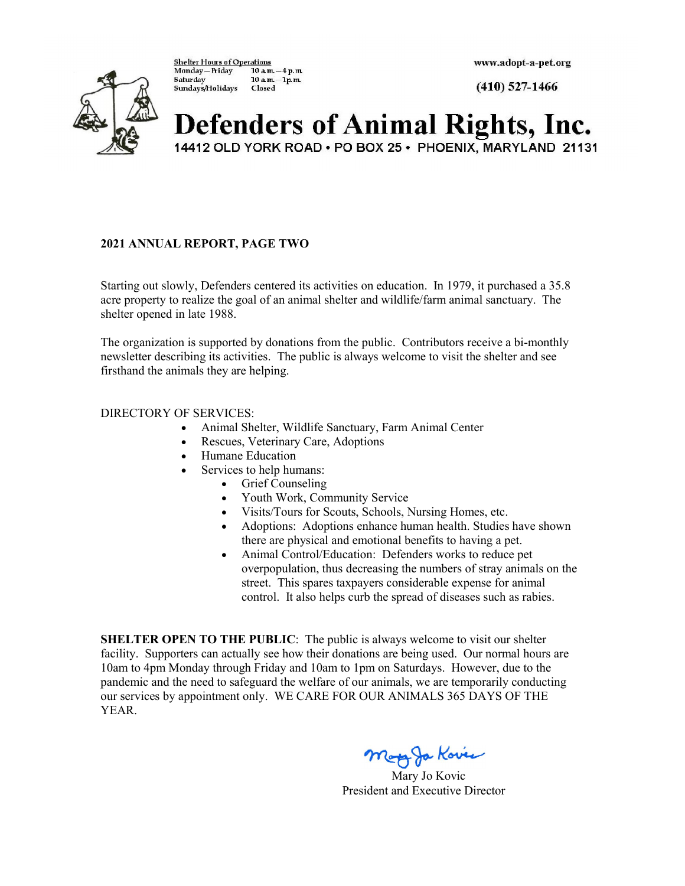Shelter Hours of Operations
Monday – Friday 10 a.m. – 4 p.m.
Saturday 10 a.m. – 1 p.m.
Sundays/Holidays Closed

www.adopt-a-pet.org

(410) 527-1466

# Defenders of Animal Rights, Inc.

14412 OLD YORK ROAD • PO BOX 25 • PHOENIX, MARYLAND 21131

**2021 ANNUAL REPORT, PAGE TWO**

Starting out slowly, Defenders centered its activities on education. In 1979, it purchased a 35.8 acre property to realize the goal of an animal shelter and wildlife/farm animal sanctuary. The shelter opened in late 1988.

The organization is supported by donations from the public. Contributors receive a bi-monthly newsletter describing its activities. The public is always welcome to visit the shelter and see firsthand the animals they are helping.

DIRECTORY OF SERVICES:

- Animal Shelter, Wildlife Sanctuary, Farm Animal Center
- Rescues, Veterinary Care, Adoptions
- Humane Education
- Services to help humans:
  - Grief Counseling
  - Youth Work, Community Service
  - Visits/Tours for Scouts, Schools, Nursing Homes, etc.
  - Adoptions: Adoptions enhance human health. Studies have shown there are physical and emotional benefits to having a pet.
  - Animal Control/Education: Defenders works to reduce pet overpopulation, thus decreasing the numbers of stray animals on the street. This spares taxpayers considerable expense for animal control. It also helps curb the spread of diseases such as rabies.

**SHELTER OPEN TO THE PUBLIC**: The public is always welcome to visit our shelter facility. Supporters can actually see how their donations are being used. Our normal hours are 10am to 4pm Monday through Friday and 10am to 1pm on Saturdays. However, due to the pandemic and the need to safeguard the welfare of our animals, we are temporarily conducting our services by appointment only. WE CARE FOR OUR ANIMALS 365 DAYS OF THE YEAR.

Mary Jo Kovic
President and Executive Director